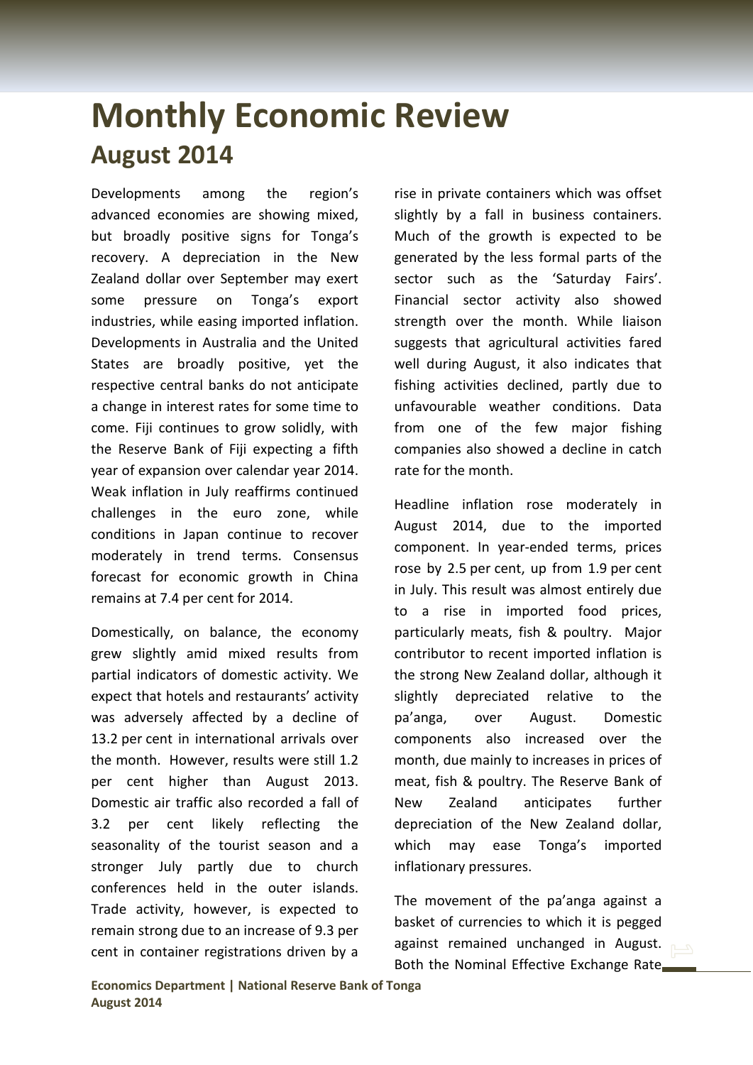# Monthly Economic Review

## August 2014

Developments among the region's advanced economies are showing mixed, but broadly positive signs for Tonga's recovery. A depreciation in the New Zealand dollar over September may exert some pressure on Tonga's export industries, while easing imported inflation. Developments in Australia and the United States are broadly positive, yet the respective central banks do not anticipate a change in interest rates for some time to come. Fiji continues to grow solidly, with the Reserve Bank of Fiji expecting a fifth year of expansion over calendar year 2014. Weak inflation in July reaffirms continued challenges in the euro zone, while conditions in Japan continue to recover moderately in trend terms. Consensus forecast for economic growth in China remains at 7.4 per cent for 2014.

Domestically, on balance, the economy grew slightly amid mixed results from partial indicators of domestic activity. We expect that hotels and restaurants' activity was adversely affected by a decline of 13.2 per cent in international arrivals over the month. However, results were still 1.2 per cent higher than August 2013. Domestic air traffic also recorded a fall of 3.2 per cent likely reflecting the seasonality of the tourist season and a stronger July partly due to church conferences held in the outer islands. Trade activity, however, is expected to remain strong due to an increase of 9.3 per cent in container registrations driven by a rise in private containers which was offset slightly by a fall in business containers. Much of the growth is expected to be generated by the less formal parts of the sector such as the 'Saturday Fairs'. Financial sector activity also showed strength over the month. While liaison suggests that agricultural activities fared well during August, it also indicates that fishing activities declined, partly due to unfavourable weather conditions. Data from one of the few major fishing companies also showed a decline in catch rate for the month.

Headline inflation rose moderately in August 2014, due to the imported component. In year-ended terms, prices rose by 2.5 per cent, up from 1.9 per cent in July. This result was almost entirely due to a rise in imported food prices, particularly meats, fish & poultry. Major contributor to recent imported inflation is the strong New Zealand dollar, although it slightly depreciated relative to the pa'anga, over August. Domestic components also increased over the month, due mainly to increases in prices of meat, fish & poultry. The Reserve Bank of New Zealand anticipates further depreciation of the New Zealand dollar, which may ease Tonga's imported inflationary pressures.

The movement of the pa'anga against a basket of currencies to which it is pegged against remained unchanged in August. Both the Nominal Effective Exchange Rate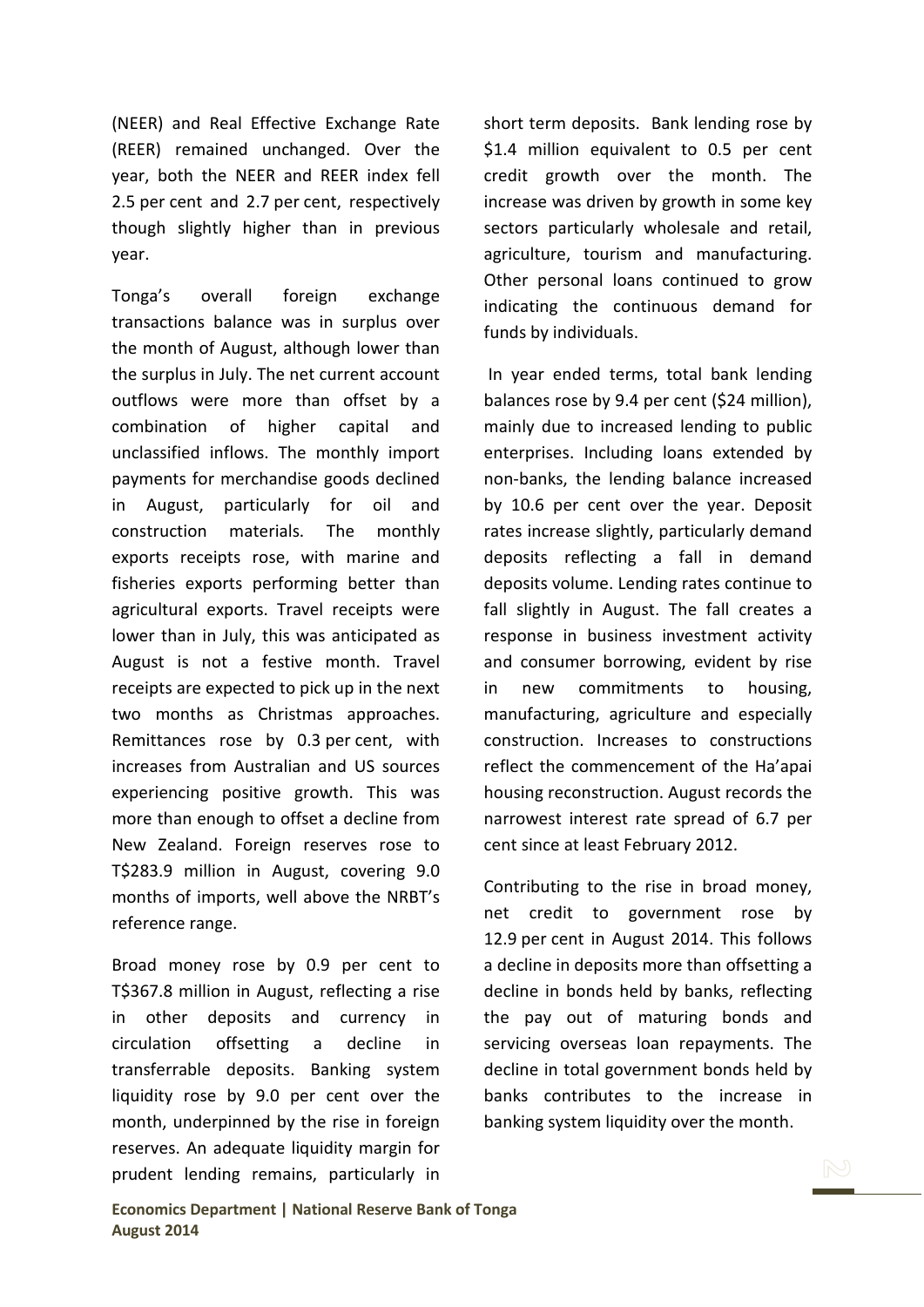(NEER) and Real Effective Exchange Rate (REER) remained unchanged. Over the year, both the NEER and REER index fell 2.5 per cent and 2.7 per cent, respectively though slightly higher than in previous year.

Tonga's overall foreign exchange transactions balance was in surplus over the month of August, although lower than the surplus in July. The net current account outflows were more than offset by a combination of higher capital and unclassified inflows. The monthly import payments for merchandise goods declined in August, particularly for oil and construction materials. The monthly exports receipts rose, with marine and fisheries exports performing better than agricultural exports. Travel receipts were lower than in July, this was anticipated as August is not a festive month. Travel receipts are expected to pick up in the next two months as Christmas approaches. Remittances rose by 0.3 per cent, with increases from Australian and US sources experiencing positive growth. This was more than enough to offset a decline from New Zealand. Foreign reserves rose to T$283.9 million in August, covering 9.0 months of imports, well above the NRBT's reference range.

Broad money rose by 0.9 per cent to T$367.8 million in August, reflecting a rise in other deposits and currency in circulation offsetting a decline in transferrable deposits. Banking system liquidity rose by 9.0 per cent over the month, underpinned by the rise in foreign reserves. An adequate liquidity margin for prudent lending remains, particularly in short term deposits. Bank lending rose by $1.4 million equivalent to 0.5 per cent credit growth over the month. The increase was driven by growth in some key sectors particularly wholesale and retail, agriculture, tourism and manufacturing. Other personal loans continued to grow indicating the continuous demand for funds by individuals.

In year ended terms, total bank lending balances rose by 9.4 per cent ($24 million), mainly due to increased lending to public enterprises. Including loans extended by non-banks, the lending balance increased by 10.6 per cent over the year. Deposit rates increase slightly, particularly demand deposits reflecting a fall in demand deposits volume. Lending rates continue to fall slightly in August. The fall creates a response in business investment activity and consumer borrowing, evident by rise in new commitments to housing, manufacturing, agriculture and especially construction. Increases to constructions reflect the commencement of the Ha'apai housing reconstruction. August records the narrowest interest rate spread of 6.7 per cent since at least February 2012.

Contributing to the rise in broad money, net credit to government rose by 12.9 per cent in August 2014. This follows a decline in deposits more than offsetting a decline in bonds held by banks, reflecting the pay out of maturing bonds and servicing overseas loan repayments. The decline in total government bonds held by banks contributes to the increase in banking system liquidity over the month.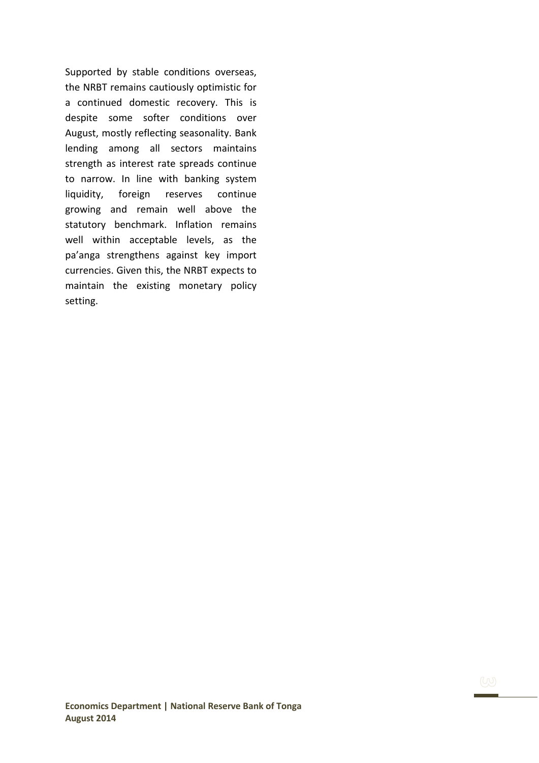Supported by stable conditions overseas, the NRBT remains cautiously optimistic for a continued domestic recovery. This is despite some softer conditions over August, mostly reflecting seasonality. Bank lending among all sectors maintains strength as interest rate spreads continue to narrow. In line with banking system liquidity, foreign reserves continue growing and remain well above the statutory benchmark. Inflation remains well within acceptable levels, as the pa'anga strengthens against key import currencies. Given this, the NRBT expects to maintain the existing monetary policy setting.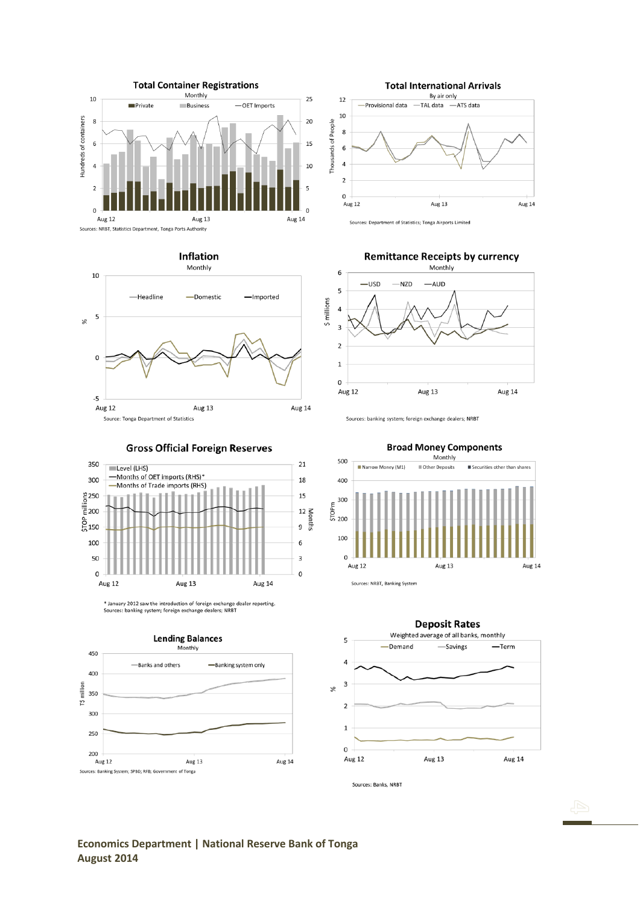### Total Container Registrations

Monthly

Private
Business
OET Imports

Hundreds of containers

10
8
6
4
2
0

25
20
15
10
5
0

Aug 12
Aug 13
Aug 14

Sources: NRBT, Statistics Department, Tonga Ports Authority

### Total International Arrivals

By air only

Provisional data
TAL data
ATS data

Thousands of People

12
10
8
6
4
2
0

Aug 12
Aug 13
Aug 14

Sources: Department of Statistics; Tonga Airports Limited

### Inflation

Monthly

Headline
Domestic
Imported

%

10
5
0
-5

Aug 12
Aug 13
Aug 14

Source: Tonga Department of Statistics

### Remittance Receipts by currency

Monthly

USD
NZD
AUD

$ millions

6
5
4
3
2
1
0

Aug 12
Aug 13
Aug 14

Sources: banking system; foreign exchange dealers; NRBT

### Gross Official Foreign Reserves

Level (LHS)
Months of OET imports (RHS)*
Months of Trade imports (RHS)

$TOP millions

350
300
250
200
150
100
50
0

Months

21
18
15
12
9
6
3
0

Aug 12
Aug 13
Aug 14

* January 2012 saw the introduction of foreign exchange dealer reporting.
Sources: banking system; foreign exchange dealers; NRBT

### Broad Money Components

Monthly

Narrow Money (M1)
Other Deposits
Securities other than shares

$TOPm

500
400
300
200
100
0

Aug 12
Aug 13
Aug 14

Sources: NRBT, Banking System

### Lending Balances

Monthly

Banks and others
Banking system only

T$ million

450
400
350
300
250
200

Aug 12
Aug 13
Aug 14

Sources: Banking System; SPBD; RFB; Government of Tonga

### Deposit Rates

Weighted average of all banks, monthly

Demand
Savings
Term

%

5
4
3
2
1
0

Aug 12
Aug 13
Aug 14

Sources: Banks, NRBT

**Economics Department | National Reserve Bank of Tonga**
**August 2014**